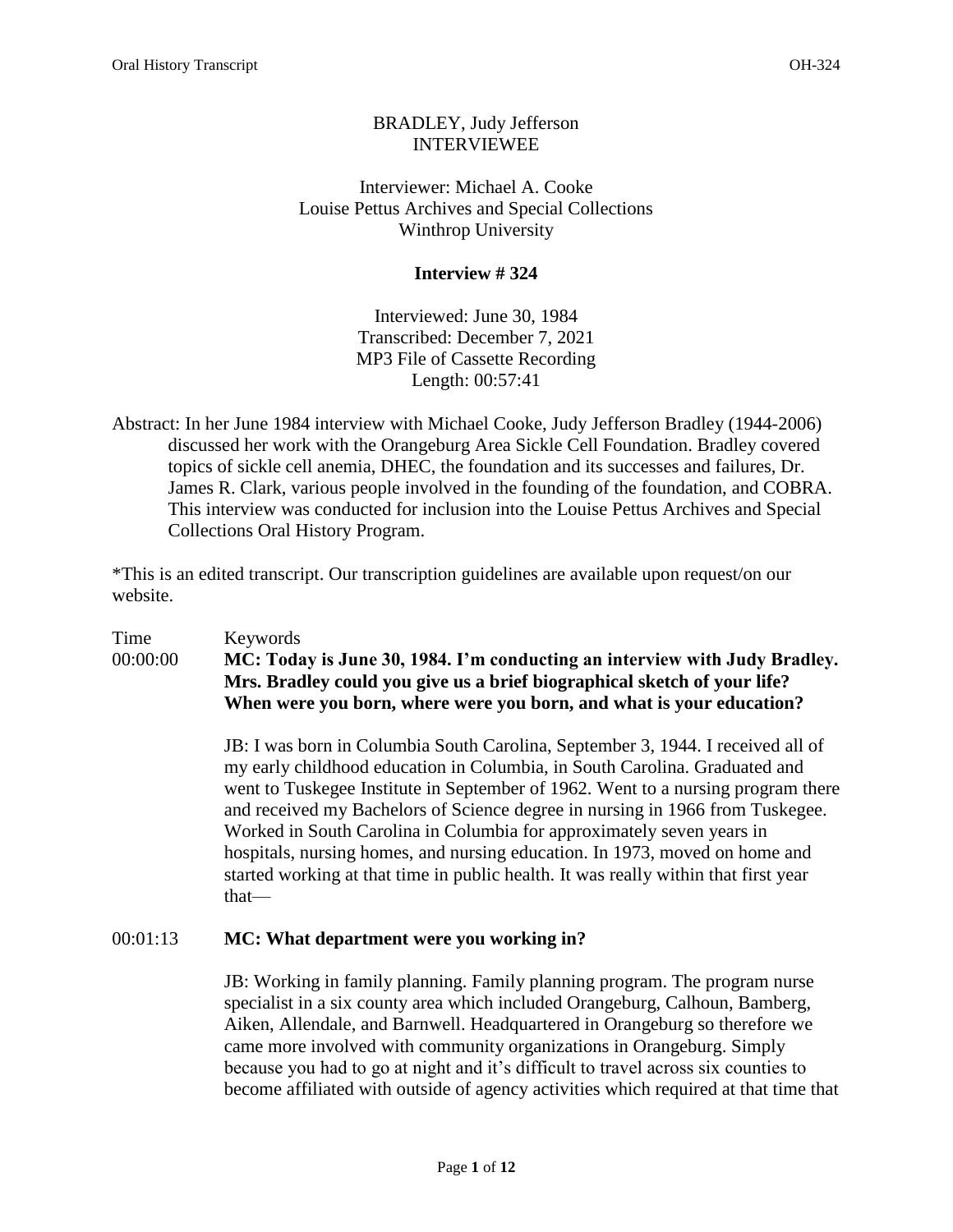BRADLEY, Judy Jefferson
INTERVIEWEE

Interviewer: Michael A. Cooke
Louise Pettus Archives and Special Collections
Winthrop University

**Interview # 324**

Interviewed: June 30, 1984
Transcribed: December 7, 2021
MP3 File of Cassette Recording
Length: 00:57:41

Abstract: In her June 1984 interview with Michael Cooke, Judy Jefferson Bradley (1944-2006) discussed her work with the Orangeburg Area Sickle Cell Foundation. Bradley covered topics of sickle cell anemia, DHEC, the foundation and its successes and failures, Dr. James R. Clark, various people involved in the founding of the foundation, and COBRA. This interview was conducted for inclusion into the Louise Pettus Archives and Special Collections Oral History Program.

*This is an edited transcript. Our transcription guidelines are available upon request/on our website.

Time Keywords

00:00:00 **MC: Today is June 30, 1984. I'm conducting an interview with Judy Bradley. Mrs. Bradley could you give us a brief biographical sketch of your life? When were you born, where were you born, and what is your education?**

JB: I was born in Columbia South Carolina, September 3, 1944. I received all of my early childhood education in Columbia, in South Carolina. Graduated and went to Tuskegee Institute in September of 1962. Went to a nursing program there and received my Bachelors of Science degree in nursing in 1966 from Tuskegee. Worked in South Carolina in Columbia for approximately seven years in hospitals, nursing homes, and nursing education. In 1973, moved on home and started working at that time in public health. It was really within that first year that—

00:01:13 **MC: What department were you working in?**

JB: Working in family planning. Family planning program. The program nurse specialist in a six county area which included Orangeburg, Calhoun, Bamberg, Aiken, Allendale, and Barnwell. Headquartered in Orangeburg so therefore we came more involved with community organizations in Orangeburg. Simply because you had to go at night and it's difficult to travel across six counties to become affiliated with outside of agency activities which required at that time that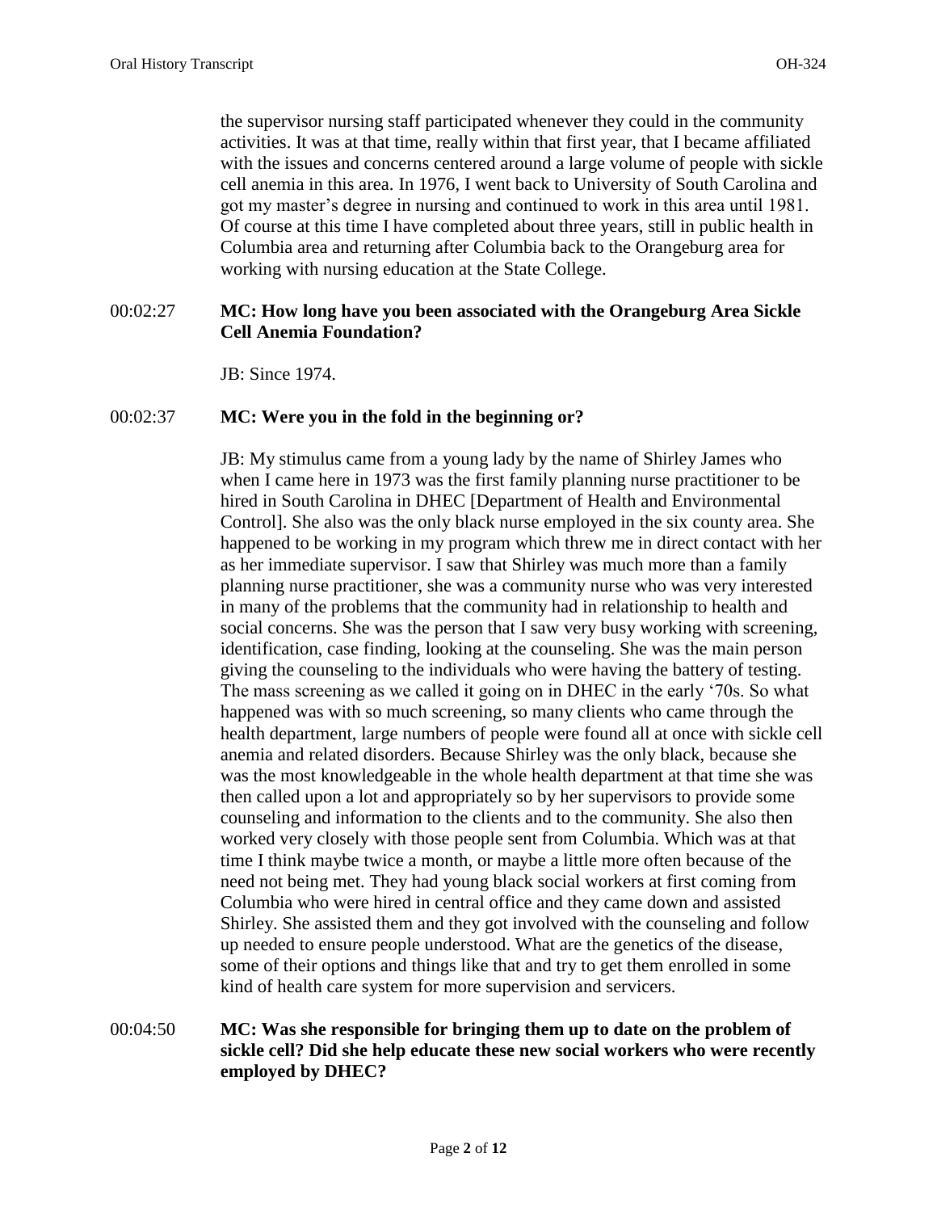the supervisor nursing staff participated whenever they could in the community activities. It was at that time, really within that first year, that I became affiliated with the issues and concerns centered around a large volume of people with sickle cell anemia in this area. In 1976, I went back to University of South Carolina and got my master's degree in nursing and continued to work in this area until 1981. Of course at this time I have completed about three years, still in public health in Columbia area and returning after Columbia back to the Orangeburg area for working with nursing education at the State College.

00:02:27 **MC: How long have you been associated with the Orangeburg Area Sickle Cell Anemia Foundation?**

JB: Since 1974.

00:02:37 **MC: Were you in the fold in the beginning or?**

JB: My stimulus came from a young lady by the name of Shirley James who when I came here in 1973 was the first family planning nurse practitioner to be hired in South Carolina in DHEC [Department of Health and Environmental Control]. She also was the only black nurse employed in the six county area. She happened to be working in my program which threw me in direct contact with her as her immediate supervisor. I saw that Shirley was much more than a family planning nurse practitioner, she was a community nurse who was very interested in many of the problems that the community had in relationship to health and social concerns. She was the person that I saw very busy working with screening, identification, case finding, looking at the counseling. She was the main person giving the counseling to the individuals who were having the battery of testing. The mass screening as we called it going on in DHEC in the early '70s. So what happened was with so much screening, so many clients who came through the health department, large numbers of people were found all at once with sickle cell anemia and related disorders. Because Shirley was the only black, because she was the most knowledgeable in the whole health department at that time she was then called upon a lot and appropriately so by her supervisors to provide some counseling and information to the clients and to the community. She also then worked very closely with those people sent from Columbia. Which was at that time I think maybe twice a month, or maybe a little more often because of the need not being met. They had young black social workers at first coming from Columbia who were hired in central office and they came down and assisted Shirley. She assisted them and they got involved with the counseling and follow up needed to ensure people understood. What are the genetics of the disease, some of their options and things like that and try to get them enrolled in some kind of health care system for more supervision and servicers.

00:04:50 **MC: Was she responsible for bringing them up to date on the problem of sickle cell? Did she help educate these new social workers who were recently employed by DHEC?**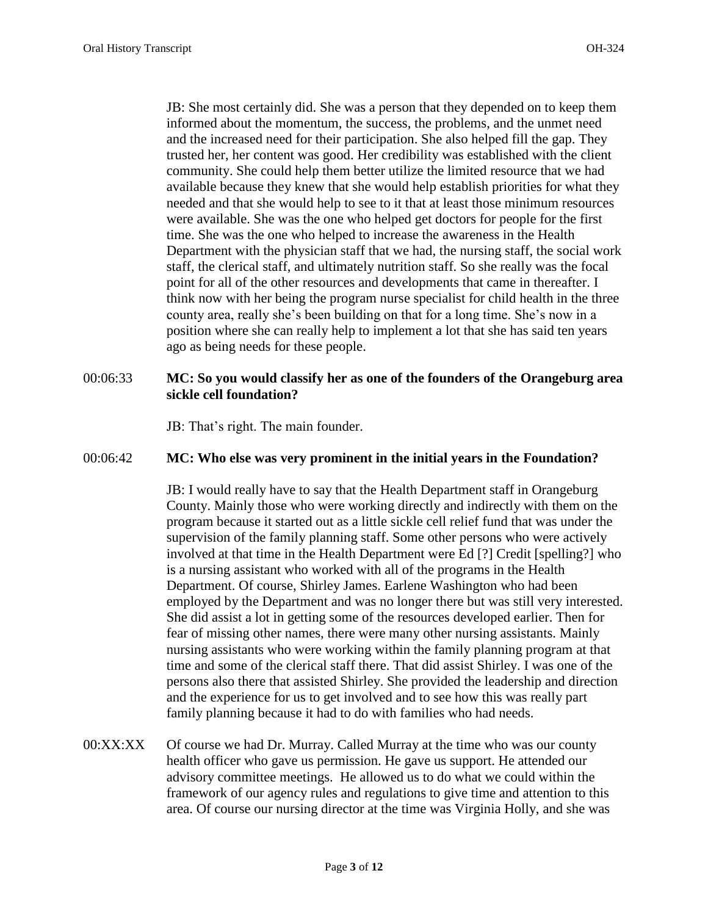JB: She most certainly did. She was a person that they depended on to keep them informed about the momentum, the success, the problems, and the unmet need and the increased need for their participation. She also helped fill the gap. They trusted her, her content was good. Her credibility was established with the client community. She could help them better utilize the limited resource that we had available because they knew that she would help establish priorities for what they needed and that she would help to see to it that at least those minimum resources were available. She was the one who helped get doctors for people for the first time. She was the one who helped to increase the awareness in the Health Department with the physician staff that we had, the nursing staff, the social work staff, the clerical staff, and ultimately nutrition staff. So she really was the focal point for all of the other resources and developments that came in thereafter. I think now with her being the program nurse specialist for child health in the three county area, really she's been building on that for a long time. She's now in a position where she can really help to implement a lot that she has said ten years ago as being needs for these people.

00:06:33 **MC: So you would classify her as one of the founders of the Orangeburg area sickle cell foundation?**

JB: That's right. The main founder.

00:06:42 **MC: Who else was very prominent in the initial years in the Foundation?**

JB: I would really have to say that the Health Department staff in Orangeburg County. Mainly those who were working directly and indirectly with them on the program because it started out as a little sickle cell relief fund that was under the supervision of the family planning staff. Some other persons who were actively involved at that time in the Health Department were Ed [?] Credit [spelling?] who is a nursing assistant who worked with all of the programs in the Health Department. Of course, Shirley James. Earlene Washington who had been employed by the Department and was no longer there but was still very interested. She did assist a lot in getting some of the resources developed earlier. Then for fear of missing other names, there were many other nursing assistants. Mainly nursing assistants who were working within the family planning program at that time and some of the clerical staff there. That did assist Shirley. I was one of the persons also there that assisted Shirley. She provided the leadership and direction and the experience for us to get involved and to see how this was really part family planning because it had to do with families who had needs.

00:XX:XX Of course we had Dr. Murray. Called Murray at the time who was our county health officer who gave us permission. He gave us support. He attended our advisory committee meetings. He allowed us to do what we could within the framework of our agency rules and regulations to give time and attention to this area. Of course our nursing director at the time was Virginia Holly, and she was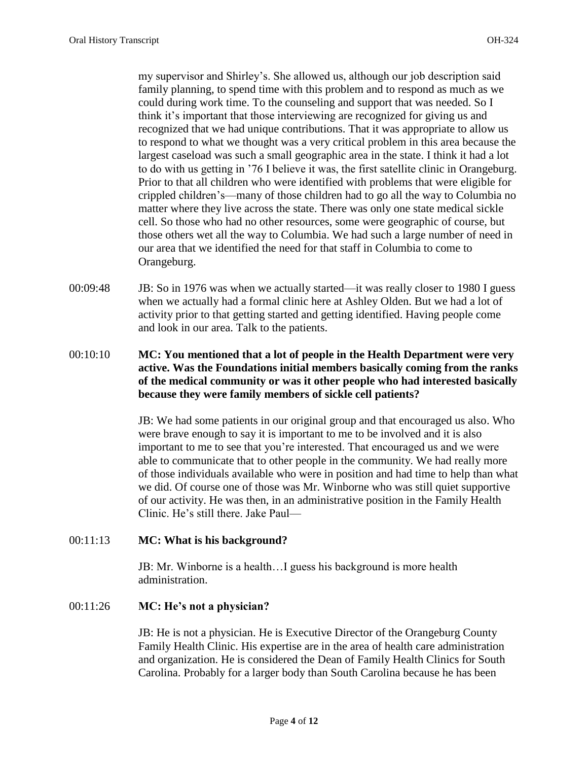my supervisor and Shirley's. She allowed us, although our job description said family planning, to spend time with this problem and to respond as much as we could during work time. To the counseling and support that was needed. So I think it's important that those interviewing are recognized for giving us and recognized that we had unique contributions. That it was appropriate to allow us to respond to what we thought was a very critical problem in this area because the largest caseload was such a small geographic area in the state. I think it had a lot to do with us getting in '76 I believe it was, the first satellite clinic in Orangeburg. Prior to that all children who were identified with problems that were eligible for crippled children's—many of those children had to go all the way to Columbia no matter where they live across the state. There was only one state medical sickle cell. So those who had no other resources, some were geographic of course, but those others wet all the way to Columbia. We had such a large number of need in our area that we identified the need for that staff in Columbia to come to Orangeburg.

00:09:48 JB: So in 1976 was when we actually started—it was really closer to 1980 I guess when we actually had a formal clinic here at Ashley Olden. But we had a lot of activity prior to that getting started and getting identified. Having people come and look in our area. Talk to the patients.

00:10:10 **MC: You mentioned that a lot of people in the Health Department were very active. Was the Foundations initial members basically coming from the ranks of the medical community or was it other people who had interested basically because they were family members of sickle cell patients?**

JB: We had some patients in our original group and that encouraged us also. Who were brave enough to say it is important to me to be involved and it is also important to me to see that you're interested. That encouraged us and we were able to communicate that to other people in the community. We had really more of those individuals available who were in position and had time to help than what we did. Of course one of those was Mr. Winborne who was still quiet supportive of our activity. He was then, in an administrative position in the Family Health Clinic. He's still there. Jake Paul—

00:11:13 **MC: What is his background?**

JB: Mr. Winborne is a health…I guess his background is more health administration.

00:11:26 **MC: He's not a physician?**

JB: He is not a physician. He is Executive Director of the Orangeburg County Family Health Clinic. His expertise are in the area of health care administration and organization. He is considered the Dean of Family Health Clinics for South Carolina. Probably for a larger body than South Carolina because he has been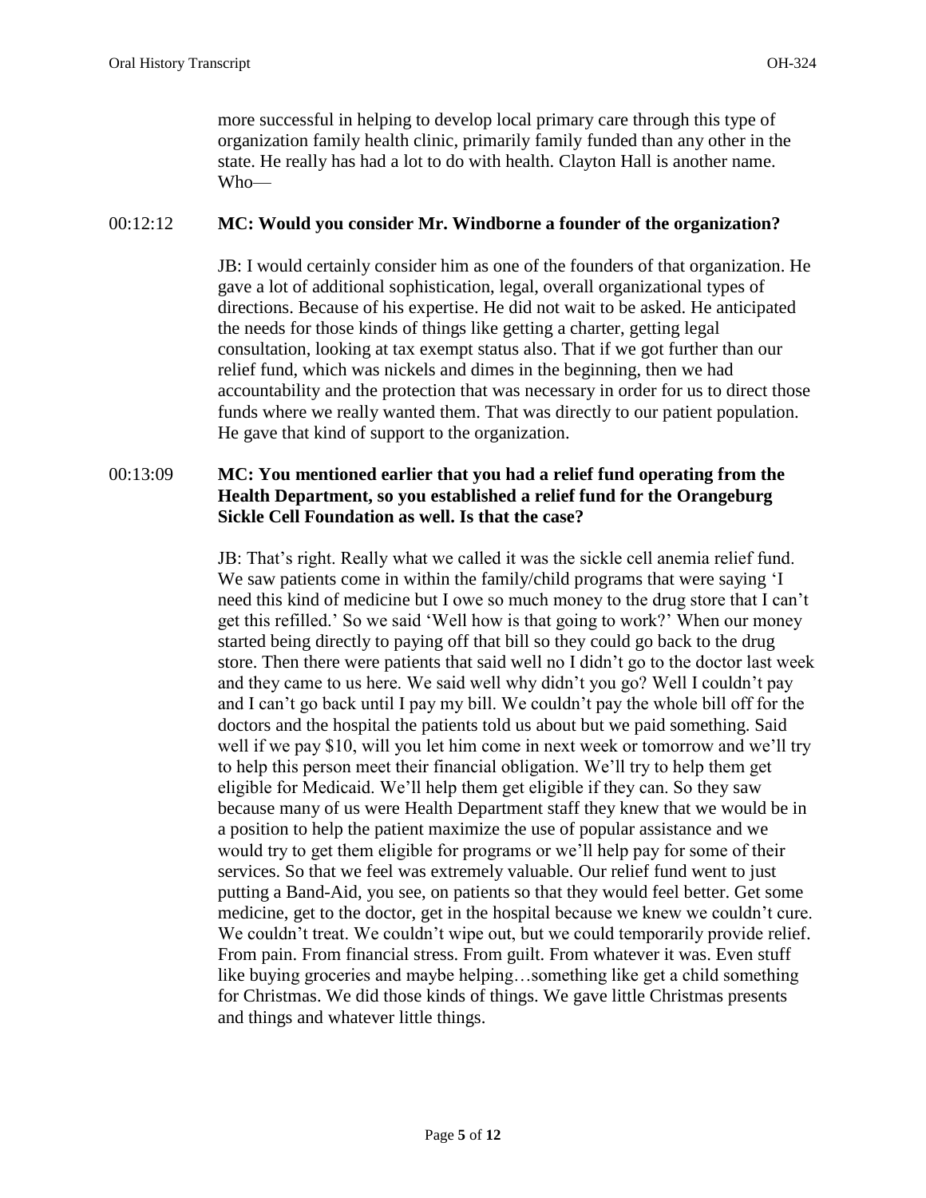more successful in helping to develop local primary care through this type of organization family health clinic, primarily family funded than any other in the state. He really has had a lot to do with health. Clayton Hall is another name. Who—

00:12:12 **MC: Would you consider Mr. Windborne a founder of the organization?**

JB: I would certainly consider him as one of the founders of that organization. He gave a lot of additional sophistication, legal, overall organizational types of directions. Because of his expertise. He did not wait to be asked. He anticipated the needs for those kinds of things like getting a charter, getting legal consultation, looking at tax exempt status also. That if we got further than our relief fund, which was nickels and dimes in the beginning, then we had accountability and the protection that was necessary in order for us to direct those funds where we really wanted them. That was directly to our patient population. He gave that kind of support to the organization.

00:13:09 **MC: You mentioned earlier that you had a relief fund operating from the Health Department, so you established a relief fund for the Orangeburg Sickle Cell Foundation as well. Is that the case?**

JB: That's right. Really what we called it was the sickle cell anemia relief fund. We saw patients come in within the family/child programs that were saying 'I need this kind of medicine but I owe so much money to the drug store that I can't get this refilled.' So we said 'Well how is that going to work?' When our money started being directly to paying off that bill so they could go back to the drug store. Then there were patients that said well no I didn't go to the doctor last week and they came to us here. We said well why didn't you go? Well I couldn't pay and I can't go back until I pay my bill. We couldn't pay the whole bill off for the doctors and the hospital the patients told us about but we paid something. Said well if we pay $10, will you let him come in next week or tomorrow and we'll try to help this person meet their financial obligation. We'll try to help them get eligible for Medicaid. We'll help them get eligible if they can. So they saw because many of us were Health Department staff they knew that we would be in a position to help the patient maximize the use of popular assistance and we would try to get them eligible for programs or we'll help pay for some of their services. So that we feel was extremely valuable. Our relief fund went to just putting a Band-Aid, you see, on patients so that they would feel better. Get some medicine, get to the doctor, get in the hospital because we knew we couldn't cure. We couldn't treat. We couldn't wipe out, but we could temporarily provide relief. From pain. From financial stress. From guilt. From whatever it was. Even stuff like buying groceries and maybe helping…something like get a child something for Christmas. We did those kinds of things. We gave little Christmas presents and things and whatever little things.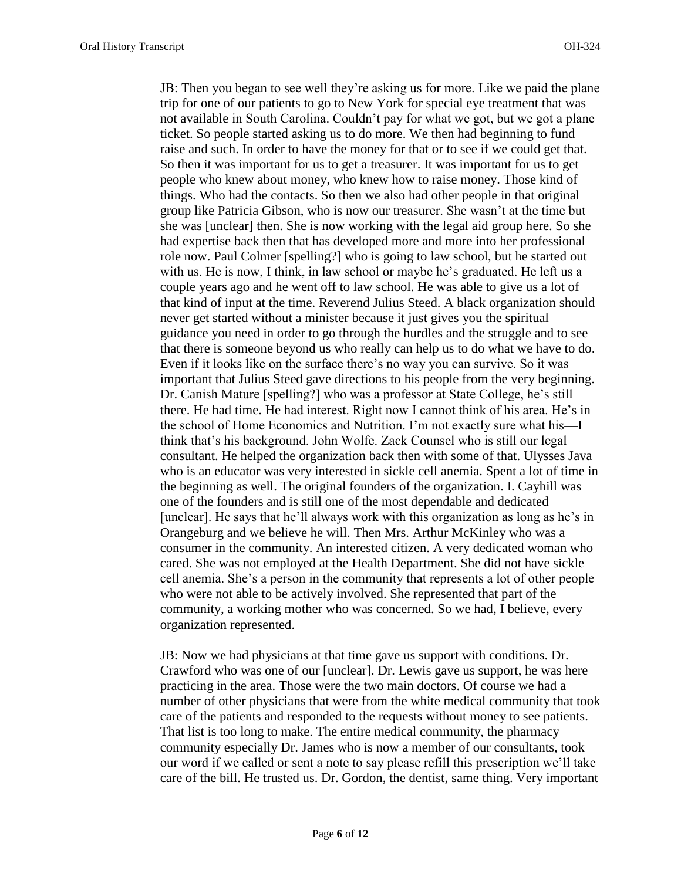JB: Then you began to see well they're asking us for more. Like we paid the plane trip for one of our patients to go to New York for special eye treatment that was not available in South Carolina. Couldn't pay for what we got, but we got a plane ticket. So people started asking us to do more. We then had beginning to fund raise and such. In order to have the money for that or to see if we could get that. So then it was important for us to get a treasurer. It was important for us to get people who knew about money, who knew how to raise money. Those kind of things. Who had the contacts. So then we also had other people in that original group like Patricia Gibson, who is now our treasurer. She wasn't at the time but she was [unclear] then. She is now working with the legal aid group here. So she had expertise back then that has developed more and more into her professional role now. Paul Colmer [spelling?] who is going to law school, but he started out with us. He is now, I think, in law school or maybe he's graduated. He left us a couple years ago and he went off to law school. He was able to give us a lot of that kind of input at the time. Reverend Julius Steed. A black organization should never get started without a minister because it just gives you the spiritual guidance you need in order to go through the hurdles and the struggle and to see that there is someone beyond us who really can help us to do what we have to do. Even if it looks like on the surface there's no way you can survive. So it was important that Julius Steed gave directions to his people from the very beginning. Dr. Canish Mature [spelling?] who was a professor at State College, he's still there. He had time. He had interest. Right now I cannot think of his area. He's in the school of Home Economics and Nutrition. I'm not exactly sure what his—I think that's his background. John Wolfe. Zack Counsel who is still our legal consultant. He helped the organization back then with some of that. Ulysses Java who is an educator was very interested in sickle cell anemia. Spent a lot of time in the beginning as well. The original founders of the organization. I. Cayhill was one of the founders and is still one of the most dependable and dedicated [unclear]. He says that he'll always work with this organization as long as he's in Orangeburg and we believe he will. Then Mrs. Arthur McKinley who was a consumer in the community. An interested citizen. A very dedicated woman who cared. She was not employed at the Health Department. She did not have sickle cell anemia. She's a person in the community that represents a lot of other people who were not able to be actively involved. She represented that part of the community, a working mother who was concerned. So we had, I believe, every organization represented.

JB: Now we had physicians at that time gave us support with conditions. Dr. Crawford who was one of our [unclear]. Dr. Lewis gave us support, he was here practicing in the area. Those were the two main doctors. Of course we had a number of other physicians that were from the white medical community that took care of the patients and responded to the requests without money to see patients. That list is too long to make. The entire medical community, the pharmacy community especially Dr. James who is now a member of our consultants, took our word if we called or sent a note to say please refill this prescription we'll take care of the bill. He trusted us. Dr. Gordon, the dentist, same thing. Very important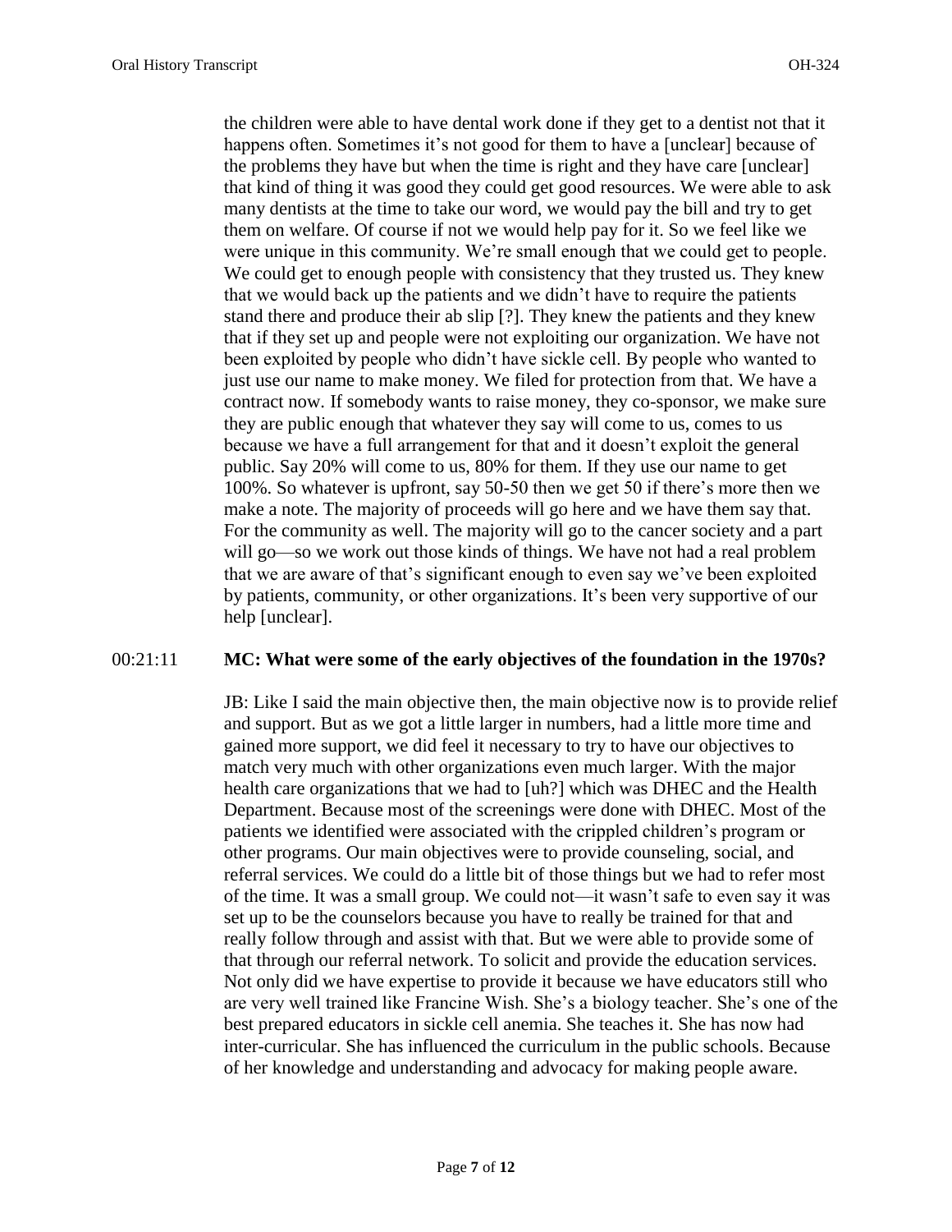the children were able to have dental work done if they get to a dentist not that it happens often. Sometimes it's not good for them to have a [unclear] because of the problems they have but when the time is right and they have care [unclear] that kind of thing it was good they could get good resources. We were able to ask many dentists at the time to take our word, we would pay the bill and try to get them on welfare. Of course if not we would help pay for it. So we feel like we were unique in this community. We're small enough that we could get to people. We could get to enough people with consistency that they trusted us. They knew that we would back up the patients and we didn't have to require the patients stand there and produce their ab slip [?]. They knew the patients and they knew that if they set up and people were not exploiting our organization. We have not been exploited by people who didn't have sickle cell. By people who wanted to just use our name to make money. We filed for protection from that. We have a contract now. If somebody wants to raise money, they co-sponsor, we make sure they are public enough that whatever they say will come to us, comes to us because we have a full arrangement for that and it doesn't exploit the general public. Say 20% will come to us, 80% for them. If they use our name to get 100%. So whatever is upfront, say 50-50 then we get 50 if there's more then we make a note. The majority of proceeds will go here and we have them say that. For the community as well. The majority will go to the cancer society and a part will go—so we work out those kinds of things. We have not had a real problem that we are aware of that's significant enough to even say we've been exploited by patients, community, or other organizations. It's been very supportive of our help [unclear].

00:21:11 **MC: What were some of the early objectives of the foundation in the 1970s?**

JB: Like I said the main objective then, the main objective now is to provide relief and support. But as we got a little larger in numbers, had a little more time and gained more support, we did feel it necessary to try to have our objectives to match very much with other organizations even much larger. With the major health care organizations that we had to [uh?] which was DHEC and the Health Department. Because most of the screenings were done with DHEC. Most of the patients we identified were associated with the crippled children's program or other programs. Our main objectives were to provide counseling, social, and referral services. We could do a little bit of those things but we had to refer most of the time. It was a small group. We could not—it wasn't safe to even say it was set up to be the counselors because you have to really be trained for that and really follow through and assist with that. But we were able to provide some of that through our referral network. To solicit and provide the education services. Not only did we have expertise to provide it because we have educators still who are very well trained like Francine Wish. She's a biology teacher. She's one of the best prepared educators in sickle cell anemia. She teaches it. She has now had inter-curricular. She has influenced the curriculum in the public schools. Because of her knowledge and understanding and advocacy for making people aware.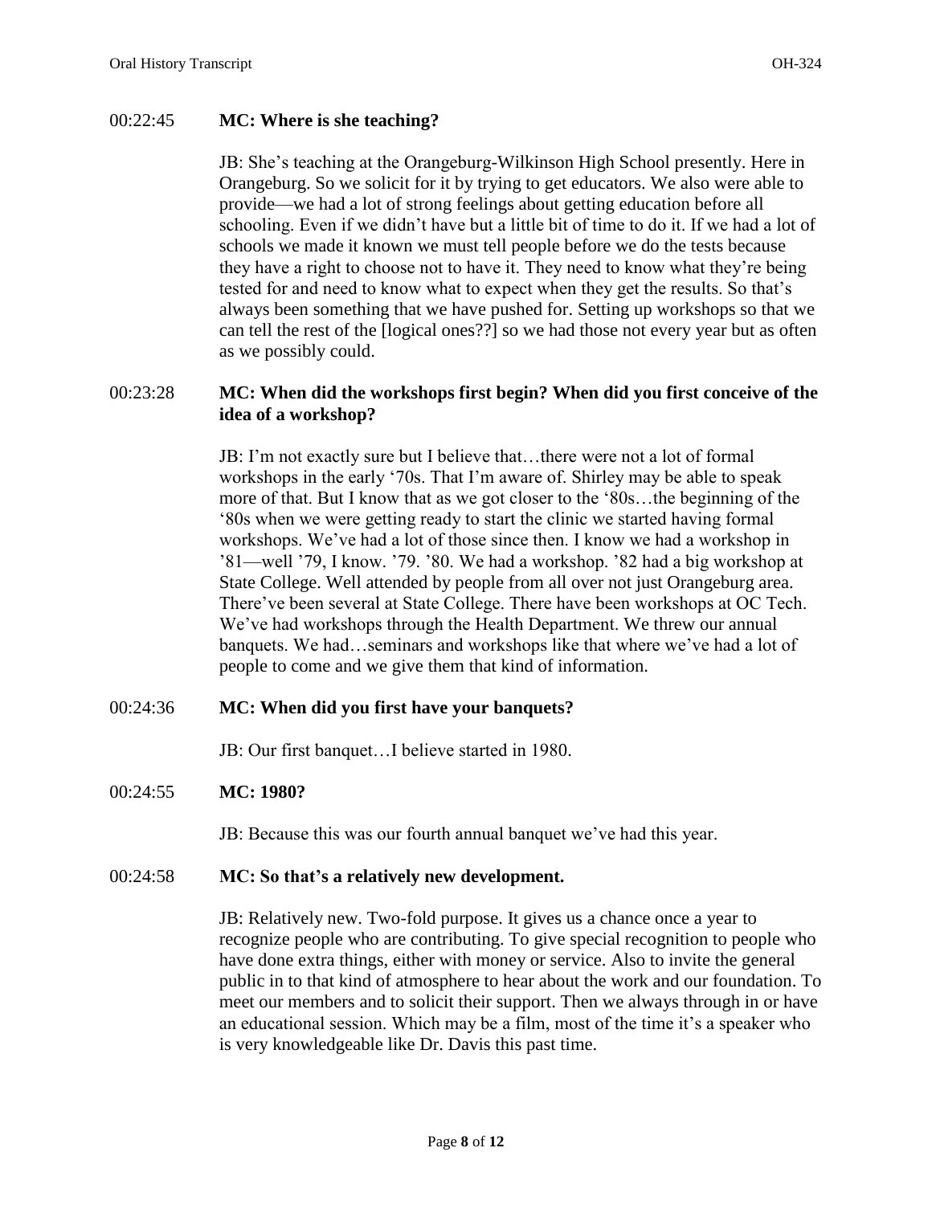00:22:45 **MC: Where is she teaching?**

JB: She's teaching at the Orangeburg-Wilkinson High School presently. Here in Orangeburg. So we solicit for it by trying to get educators. We also were able to provide—we had a lot of strong feelings about getting education before all schooling. Even if we didn't have but a little bit of time to do it. If we had a lot of schools we made it known we must tell people before we do the tests because they have a right to choose not to have it. They need to know what they're being tested for and need to know what to expect when they get the results. So that's always been something that we have pushed for. Setting up workshops so that we can tell the rest of the [logical ones??] so we had those not every year but as often as we possibly could.

00:23:28 **MC: When did the workshops first begin? When did you first conceive of the idea of a workshop?**

JB: I'm not exactly sure but I believe that…there were not a lot of formal workshops in the early '70s. That I'm aware of. Shirley may be able to speak more of that. But I know that as we got closer to the '80s…the beginning of the '80s when we were getting ready to start the clinic we started having formal workshops. We've had a lot of those since then. I know we had a workshop in '81—well '79, I know. '79. '80. We had a workshop. '82 had a big workshop at State College. Well attended by people from all over not just Orangeburg area. There've been several at State College. There have been workshops at OC Tech. We've had workshops through the Health Department. We threw our annual banquets. We had…seminars and workshops like that where we've had a lot of people to come and we give them that kind of information.

00:24:36 **MC: When did you first have your banquets?**

JB: Our first banquet…I believe started in 1980.

00:24:55 **MC: 1980?**

JB: Because this was our fourth annual banquet we've had this year.

00:24:58 **MC: So that's a relatively new development.**

JB: Relatively new. Two-fold purpose. It gives us a chance once a year to recognize people who are contributing. To give special recognition to people who have done extra things, either with money or service. Also to invite the general public in to that kind of atmosphere to hear about the work and our foundation. To meet our members and to solicit their support. Then we always through in or have an educational session. Which may be a film, most of the time it's a speaker who is very knowledgeable like Dr. Davis this past time.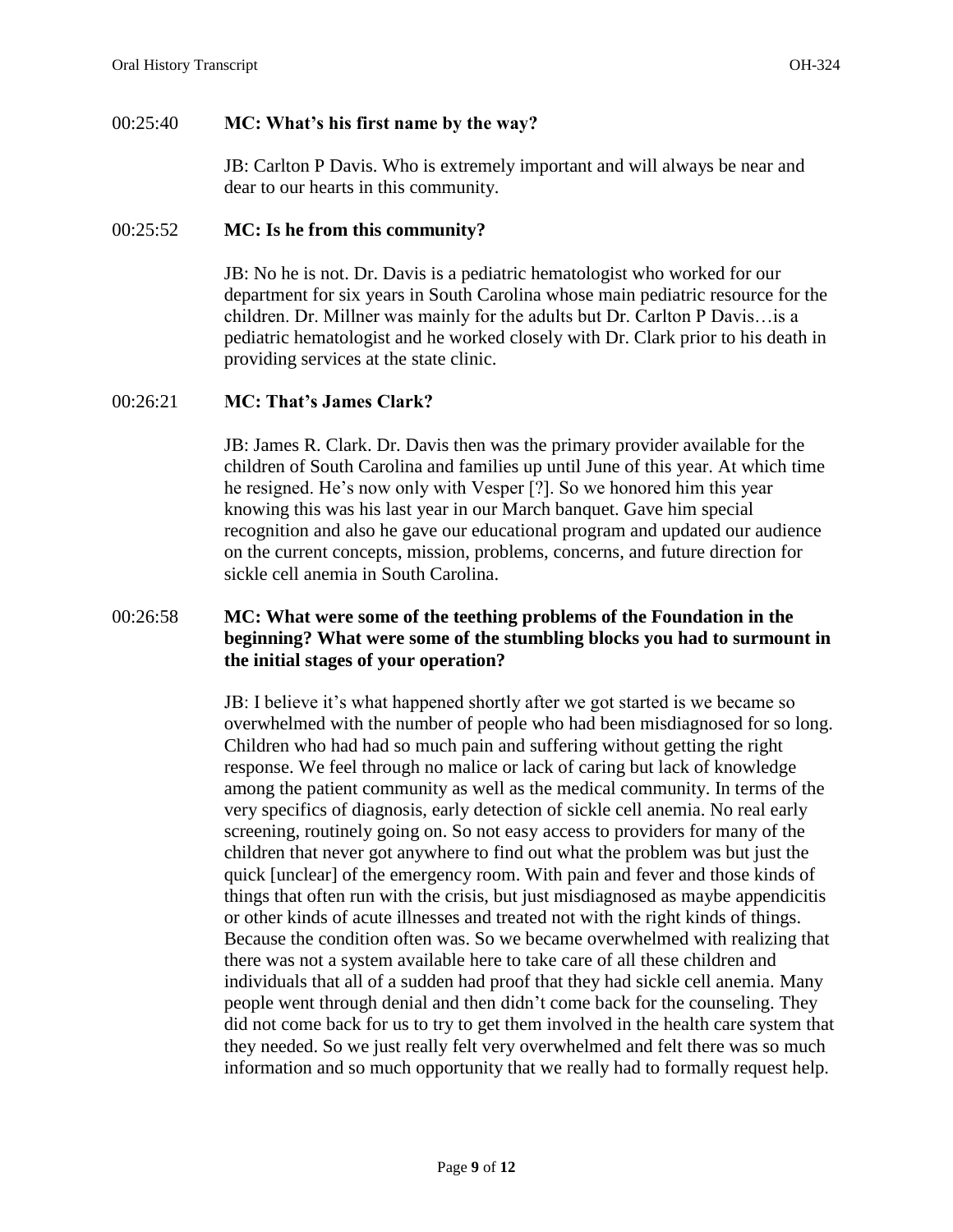00:25:40 **MC: What's his first name by the way?**

JB: Carlton P Davis. Who is extremely important and will always be near and dear to our hearts in this community.

00:25:52 **MC: Is he from this community?**

JB: No he is not. Dr. Davis is a pediatric hematologist who worked for our department for six years in South Carolina whose main pediatric resource for the children. Dr. Millner was mainly for the adults but Dr. Carlton P Davis…is a pediatric hematologist and he worked closely with Dr. Clark prior to his death in providing services at the state clinic.

00:26:21 **MC: That's James Clark?**

JB: James R. Clark. Dr. Davis then was the primary provider available for the children of South Carolina and families up until June of this year. At which time he resigned. He's now only with Vesper [?]. So we honored him this year knowing this was his last year in our March banquet. Gave him special recognition and also he gave our educational program and updated our audience on the current concepts, mission, problems, concerns, and future direction for sickle cell anemia in South Carolina.

00:26:58 **MC: What were some of the teething problems of the Foundation in the beginning? What were some of the stumbling blocks you had to surmount in the initial stages of your operation?**

JB: I believe it's what happened shortly after we got started is we became so overwhelmed with the number of people who had been misdiagnosed for so long. Children who had had so much pain and suffering without getting the right response. We feel through no malice or lack of caring but lack of knowledge among the patient community as well as the medical community. In terms of the very specifics of diagnosis, early detection of sickle cell anemia. No real early screening, routinely going on. So not easy access to providers for many of the children that never got anywhere to find out what the problem was but just the quick [unclear] of the emergency room. With pain and fever and those kinds of things that often run with the crisis, but just misdiagnosed as maybe appendicitis or other kinds of acute illnesses and treated not with the right kinds of things. Because the condition often was. So we became overwhelmed with realizing that there was not a system available here to take care of all these children and individuals that all of a sudden had proof that they had sickle cell anemia. Many people went through denial and then didn't come back for the counseling. They did not come back for us to try to get them involved in the health care system that they needed. So we just really felt very overwhelmed and felt there was so much information and so much opportunity that we really had to formally request help.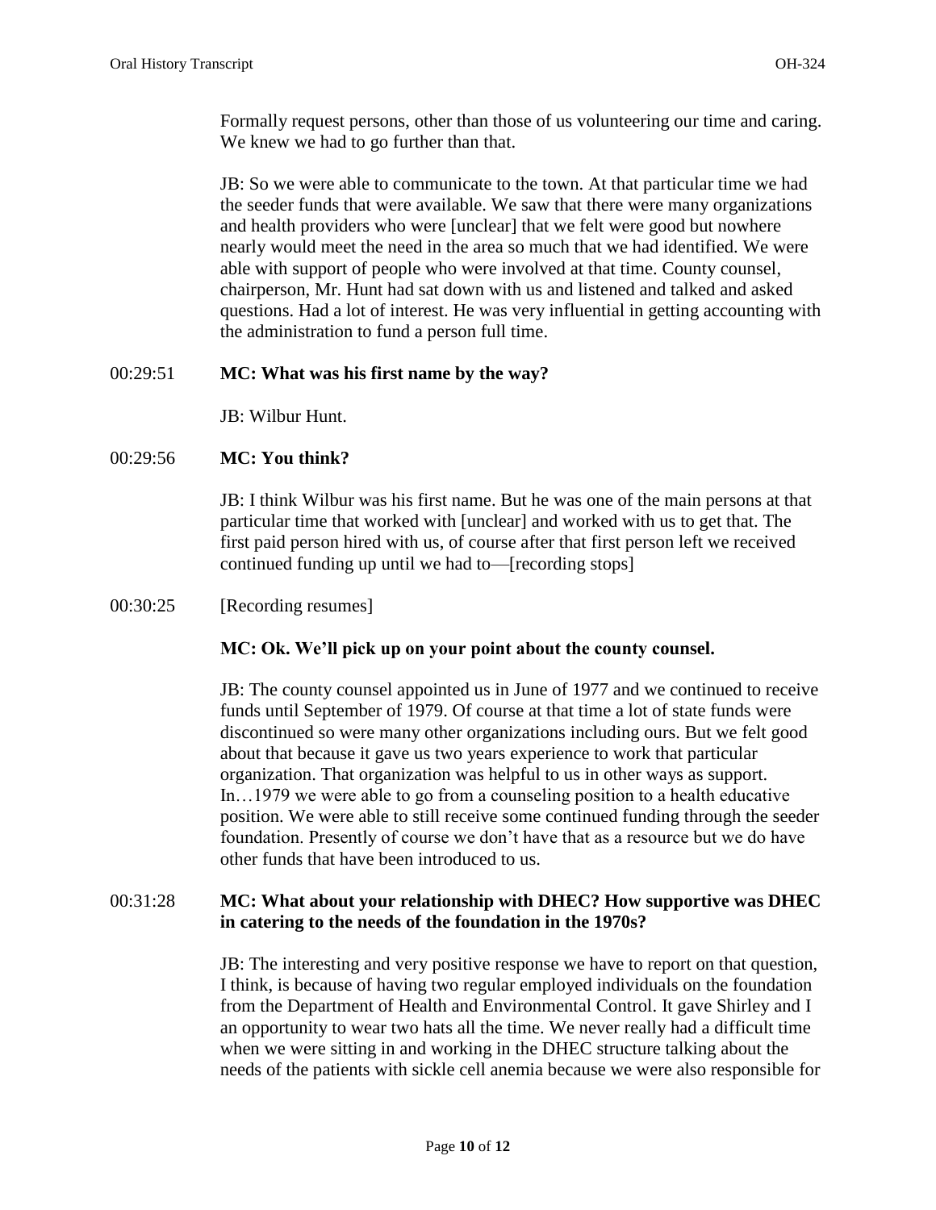Formally request persons, other than those of us volunteering our time and caring. We knew we had to go further than that.

JB: So we were able to communicate to the town. At that particular time we had the seeder funds that were available. We saw that there were many organizations and health providers who were [unclear] that we felt were good but nowhere nearly would meet the need in the area so much that we had identified. We were able with support of people who were involved at that time. County counsel, chairperson, Mr. Hunt had sat down with us and listened and talked and asked questions. Had a lot of interest. He was very influential in getting accounting with the administration to fund a person full time.

00:29:51 **MC: What was his first name by the way?**

JB: Wilbur Hunt.

00:29:56 **MC: You think?**

JB: I think Wilbur was his first name. But he was one of the main persons at that particular time that worked with [unclear] and worked with us to get that. The first paid person hired with us, of course after that first person left we received continued funding up until we had to—[recording stops]

00:30:25 [Recording resumes]

**MC: Ok. We'll pick up on your point about the county counsel.**

JB: The county counsel appointed us in June of 1977 and we continued to receive funds until September of 1979. Of course at that time a lot of state funds were discontinued so were many other organizations including ours. But we felt good about that because it gave us two years experience to work that particular organization. That organization was helpful to us in other ways as support. In…1979 we were able to go from a counseling position to a health educative position. We were able to still receive some continued funding through the seeder foundation. Presently of course we don't have that as a resource but we do have other funds that have been introduced to us.

00:31:28 **MC: What about your relationship with DHEC? How supportive was DHEC in catering to the needs of the foundation in the 1970s?**

JB: The interesting and very positive response we have to report on that question, I think, is because of having two regular employed individuals on the foundation from the Department of Health and Environmental Control. It gave Shirley and I an opportunity to wear two hats all the time. We never really had a difficult time when we were sitting in and working in the DHEC structure talking about the needs of the patients with sickle cell anemia because we were also responsible for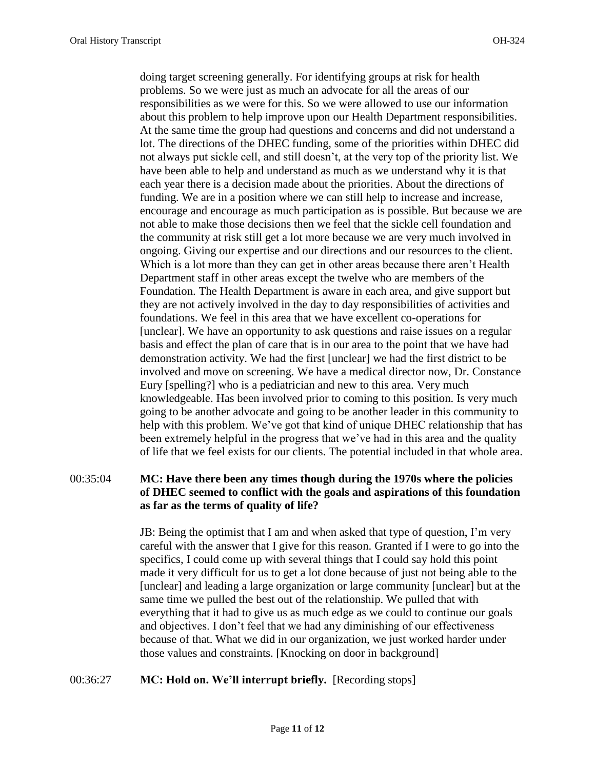doing target screening generally. For identifying groups at risk for health problems. So we were just as much an advocate for all the areas of our responsibilities as we were for this. So we were allowed to use our information about this problem to help improve upon our Health Department responsibilities. At the same time the group had questions and concerns and did not understand a lot. The directions of the DHEC funding, some of the priorities within DHEC did not always put sickle cell, and still doesn't, at the very top of the priority list. We have been able to help and understand as much as we understand why it is that each year there is a decision made about the priorities. About the directions of funding. We are in a position where we can still help to increase and increase, encourage and encourage as much participation as is possible. But because we are not able to make those decisions then we feel that the sickle cell foundation and the community at risk still get a lot more because we are very much involved in ongoing. Giving our expertise and our directions and our resources to the client. Which is a lot more than they can get in other areas because there aren't Health Department staff in other areas except the twelve who are members of the Foundation. The Health Department is aware in each area, and give support but they are not actively involved in the day to day responsibilities of activities and foundations. We feel in this area that we have excellent co-operations for [unclear]. We have an opportunity to ask questions and raise issues on a regular basis and effect the plan of care that is in our area to the point that we have had demonstration activity. We had the first [unclear] we had the first district to be involved and move on screening. We have a medical director now, Dr. Constance Eury [spelling?] who is a pediatrician and new to this area. Very much knowledgeable. Has been involved prior to coming to this position. Is very much going to be another advocate and going to be another leader in this community to help with this problem. We've got that kind of unique DHEC relationship that has been extremely helpful in the progress that we've had in this area and the quality of life that we feel exists for our clients. The potential included in that whole area.

00:35:04 **MC: Have there been any times though during the 1970s where the policies of DHEC seemed to conflict with the goals and aspirations of this foundation as far as the terms of quality of life?**

JB: Being the optimist that I am and when asked that type of question, I'm very careful with the answer that I give for this reason. Granted if I were to go into the specifics, I could come up with several things that I could say hold this point made it very difficult for us to get a lot done because of just not being able to the [unclear] and leading a large organization or large community [unclear] but at the same time we pulled the best out of the relationship. We pulled that with everything that it had to give us as much edge as we could to continue our goals and objectives. I don't feel that we had any diminishing of our effectiveness because of that. What we did in our organization, we just worked harder under those values and constraints. [Knocking on door in background]

00:36:27 **MC: Hold on. We'll interrupt briefly.** [Recording stops]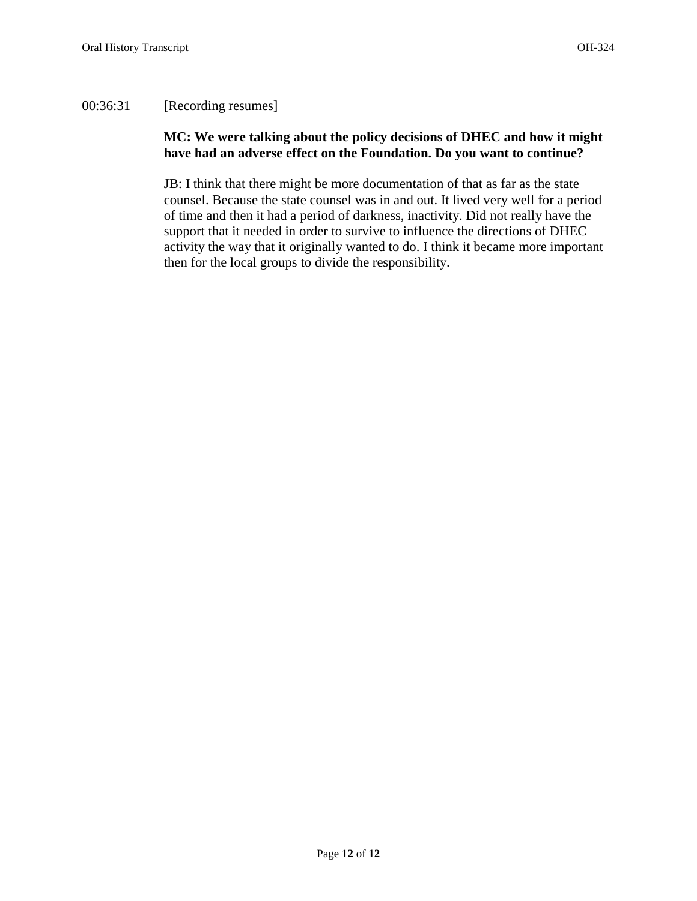00:36:31 [Recording resumes]

**MC: We were talking about the policy decisions of DHEC and how it might have had an adverse effect on the Foundation. Do you want to continue?**

JB: I think that there might be more documentation of that as far as the state counsel. Because the state counsel was in and out. It lived very well for a period of time and then it had a period of darkness, inactivity. Did not really have the support that it needed in order to survive to influence the directions of DHEC activity the way that it originally wanted to do. I think it became more important then for the local groups to divide the responsibility.